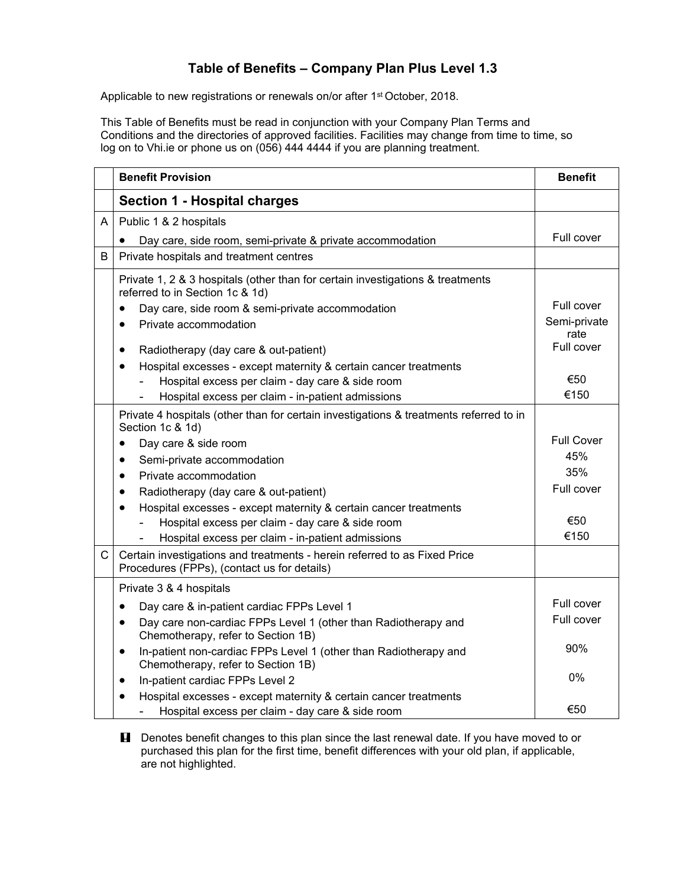# Table of Benefits – Company Plan Plus Level 1.3

Applicable to new registrations or renewals on/or after 1st October, 2018.

This Table of Benefits must be read in conjunction with your Company Plan Terms and Conditions and the directories of approved facilities. Facilities may change from time to time, so log on to Vhi.ie or phone us on (056) 444 4444 if you are planning treatment.

| | Benefit Provision | Benefit |
|---|---|---|
| | **Section 1 - Hospital charges** | |
| A | Public 1 & 2 hospitals | |
| | • Day care, side room, semi-private & private accommodation | Full cover |
| B | Private hospitals and treatment centres | |
| | Private 1, 2 & 3 hospitals (other than for certain investigations & treatments referred to in Section 1c & 1d) | |
| | • Day care, side room & semi-private accommodation | Full cover |
| | • Private accommodation | Semi-private rate |
| | • Radiotherapy (day care & out-patient) | Full cover |
| | • Hospital excesses - except maternity & certain cancer treatments | |
| | - Hospital excess per claim - day care & side room | €50 |
| | - Hospital excess per claim - in-patient admissions | €150 |
| | Private 4 hospitals (other than for certain investigations & treatments referred to in Section 1c & 1d) | |
| | • Day care & side room | Full Cover |
| | • Semi-private accommodation | 45% |
| | • Private accommodation | 35% |
| | • Radiotherapy (day care & out-patient) | Full cover |
| | • Hospital excesses - except maternity & certain cancer treatments | |
| | - Hospital excess per claim - day care & side room | €50 |
| | - Hospital excess per claim - in-patient admissions | €150 |
| C | Certain investigations and treatments - herein referred to as Fixed Price Procedures (FPPs), (contact us for details) | |
| | Private 3 & 4 hospitals | |
| | • Day care & in-patient cardiac FPPs Level 1 | Full cover |
| | • Day care non-cardiac FPPs Level 1 (other than Radiotherapy and Chemotherapy, refer to Section 1B) | Full cover |
| | • In-patient non-cardiac FPPs Level 1 (other than Radiotherapy and Chemotherapy, refer to Section 1B) | 90% |
| | • In-patient cardiac FPPs Level 2 | 0% |
| | • Hospital excesses - except maternity & certain cancer treatments | |
| | - Hospital excess per claim - day care & side room | €50 |

! Denotes benefit changes to this plan since the last renewal date. If you have moved to or purchased this plan for the first time, benefit differences with your old plan, if applicable, are not highlighted.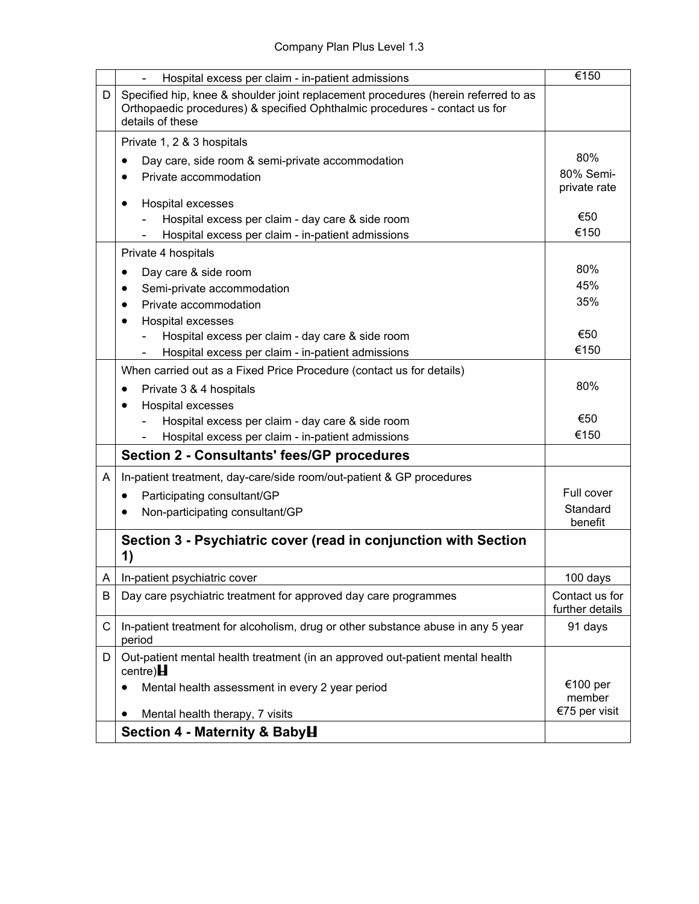| | | |
|---|---|---|
| | - Hospital excess per claim - in-patient admissions | €150 |
| D | Specified hip, knee & shoulder joint replacement procedures (herein referred to as Orthopaedic procedures) & specified Ophthalmic procedures - contact us for details of these | |
| | Private 1, 2 & 3 hospitals<br>• Day care, side room & semi-private accommodation<br>• Private accommodation<br>• Hospital excesses<br>- Hospital excess per claim - day care & side room<br>- Hospital excess per claim - in-patient admissions | <br>80%<br>80% Semi-private rate<br><br>€50<br>€150 |
| | Private 4 hospitals<br>• Day care & side room<br>• Semi-private accommodation<br>• Private accommodation<br>• Hospital excesses<br>- Hospital excess per claim - day care & side room<br>- Hospital excess per claim - in-patient admissions | <br>80%<br>45%<br>35%<br><br>€50<br>€150 |
| | When carried out as a Fixed Price Procedure (contact us for details)<br>• Private 3 & 4 hospitals<br>• Hospital excesses<br>- Hospital excess per claim - day care & side room<br>- Hospital excess per claim - in-patient admissions | <br>80%<br><br>€50<br>€150 |
| | **Section 2 - Consultants' fees/GP procedures** | |
| A | In-patient treatment, day-care/side room/out-patient & GP procedures<br>• Participating consultant/GP<br>• Non-participating consultant/GP | <br>Full cover<br>Standard benefit |
| | **Section 3 - Psychiatric cover (read in conjunction with Section 1)** | |
| A | In-patient psychiatric cover | 100 days |
| B | Day care psychiatric treatment for approved day care programmes | Contact us for further details |
| C | In-patient treatment for alcoholism, drug or other substance abuse in any 5 year period | 91 days |
| D | Out-patient mental health treatment (in an approved out-patient mental health centre)<br>• Mental health assessment in every 2 year period<br>• Mental health therapy, 7 visits | <br>€100 per member<br>€75 per visit |
| | **Section 4 - Maternity & Baby** | |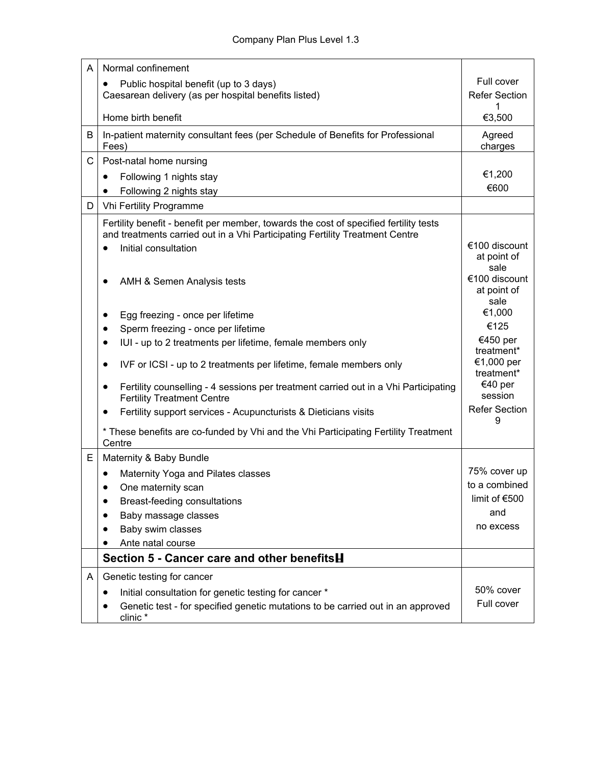| | | |
|---|---|---|
| A | Normal confinement<br>• Public hospital benefit (up to 3 days)<br>Caesarean delivery (as per hospital benefits listed)<br><br>Home birth benefit | Full cover<br>Refer Section 1<br>€3,500 |
| B | In-patient maternity consultant fees (per Schedule of Benefits for Professional Fees) | Agreed charges |
| C | Post-natal home nursing<br>• Following 1 nights stay<br>• Following 2 nights stay | €1,200<br>€600 |
| D | Vhi Fertility Programme | |
| | Fertility benefit - benefit per member, towards the cost of specified fertility tests and treatments carried out in a Vhi Participating Fertility Treatment Centre<br>• Initial consultation<br><br>• AMH & Semen Analysis tests<br><br>• Egg freezing - once per lifetime<br>• Sperm freezing - once per lifetime<br>• IUI - up to 2 treatments per lifetime, female members only<br>• IVF or ICSI - up to 2 treatments per lifetime, female members only<br>• Fertility counselling - 4 sessions per treatment carried out in a Vhi Participating Fertility Treatment Centre<br>• Fertility support services - Acupuncturists & Dieticians visits<br><br>* These benefits are co-funded by Vhi and the Vhi Participating Fertility Treatment Centre | €100 discount at point of sale<br>€100 discount at point of sale<br>€1,000<br>€125<br>€450 per treatment*<br>€1,000 per treatment*<br>€40 per session<br>Refer Section 9 |
| E | Maternity & Baby Bundle<br>• Maternity Yoga and Pilates classes<br>• One maternity scan<br>• Breast-feeding consultations<br>• Baby massage classes<br>• Baby swim classes<br>• Ante natal course | 75% cover up to a combined limit of €500 and no excess |
| | **Section 5 - Cancer care and other benefits** | |
| A | Genetic testing for cancer<br>• Initial consultation for genetic testing for cancer *<br>• Genetic test - for specified genetic mutations to be carried out in an approved clinic * | 50% cover<br>Full cover |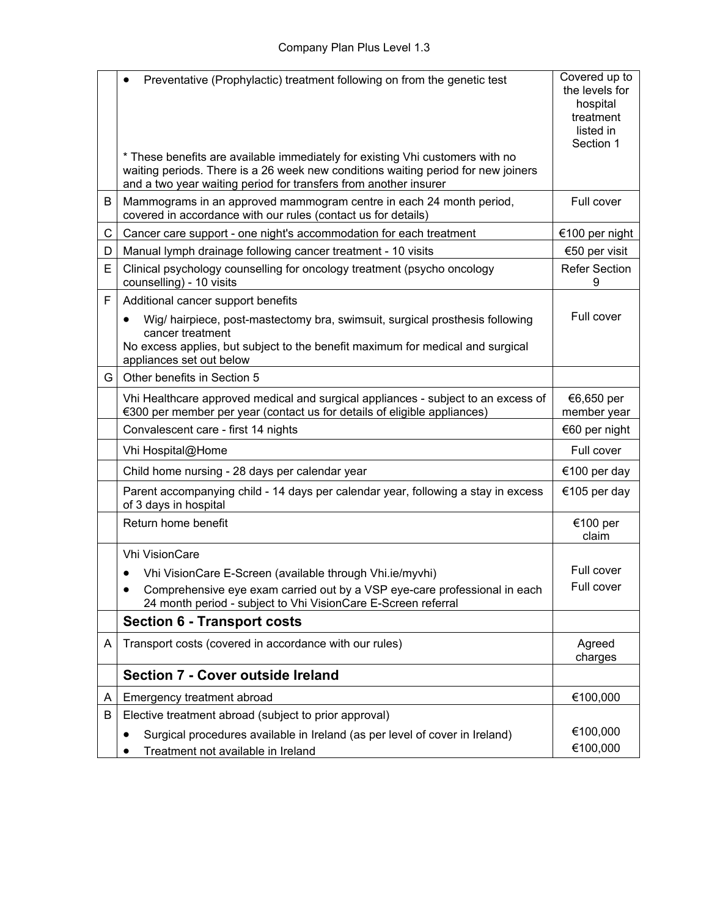| | | |
|---|---|---|
| | • Preventative (Prophylactic) treatment following on from the genetic test<br><br>* These benefits are available immediately for existing Vhi customers with no waiting periods. There is a 26 week new conditions waiting period for new joiners and a two year waiting period for transfers from another insurer | Covered up to the levels for hospital treatment listed in Section 1 |
| B | Mammograms in an approved mammogram centre in each 24 month period, covered in accordance with our rules (contact us for details) | Full cover |
| C | Cancer care support - one night's accommodation for each treatment | €100 per night |
| D | Manual lymph drainage following cancer treatment - 10 visits | €50 per visit |
| E | Clinical psychology counselling for oncology treatment (psycho oncology counselling) - 10 visits | Refer Section 9 |
| F | Additional cancer support benefits<br>• Wig/ hairpiece, post-mastectomy bra, swimsuit, surgical prosthesis following cancer treatment<br>No excess applies, but subject to the benefit maximum for medical and surgical appliances set out below | Full cover |
| G | Other benefits in Section 5 | |
| | Vhi Healthcare approved medical and surgical appliances - subject to an excess of €300 per member per year (contact us for details of eligible appliances) | €6,650 per member year |
| | Convalescent care - first 14 nights | €60 per night |
| | Vhi Hospital@Home | Full cover |
| | Child home nursing - 28 days per calendar year | €100 per day |
| | Parent accompanying child - 14 days per calendar year, following a stay in excess of 3 days in hospital | €105 per day |
| | Return home benefit | €100 per claim |
| | Vhi VisionCare<br>• Vhi VisionCare E-Screen (available through Vhi.ie/myvhi)<br>• Comprehensive eye exam carried out by a VSP eye-care professional in each 24 month period - subject to Vhi VisionCare E-Screen referral | Full cover<br>Full cover |
| | **Section 6 - Transport costs** | |
| A | Transport costs (covered in accordance with our rules) | Agreed charges |
| | **Section 7 - Cover outside Ireland** | |
| A | Emergency treatment abroad | €100,000 |
| B | Elective treatment abroad (subject to prior approval)<br>• Surgical procedures available in Ireland (as per level of cover in Ireland)<br>• Treatment not available in Ireland | €100,000<br>€100,000 |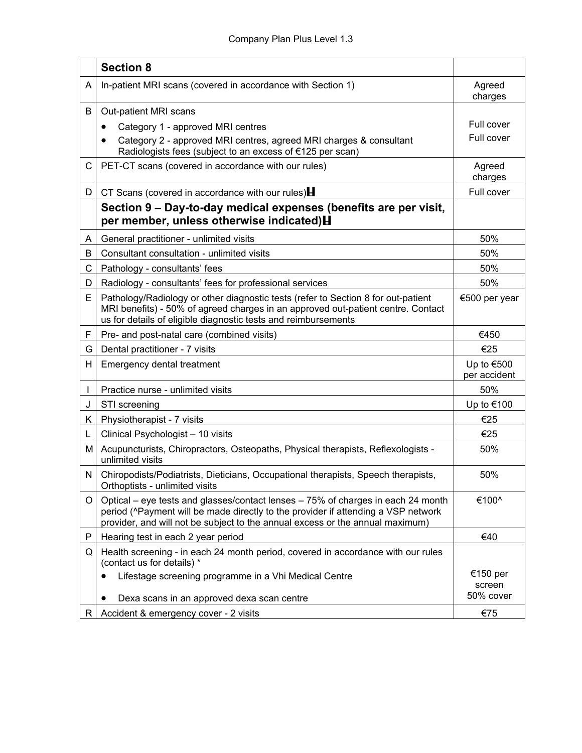| | **Section 8** | |
|---|---|---|
| A | In-patient MRI scans (covered in accordance with Section 1) | Agreed charges |
| B | Out-patient MRI scans<br>• Category 1 - approved MRI centres<br>• Category 2 - approved MRI centres, agreed MRI charges & consultant Radiologists fees (subject to an excess of €125 per scan) | <br>Full cover<br>Full cover |
| C | PET-CT scans (covered in accordance with our rules) | Agreed charges |
| D | CT Scans (covered in accordance with our rules)H | Full cover |
| | **Section 9 – Day-to-day medical expenses (benefits are per visit, per member, unless otherwise indicated)H** | |
| A | General practitioner - unlimited visits | 50% |
| B | Consultant consultation - unlimited visits | 50% |
| C | Pathology - consultants' fees | 50% |
| D | Radiology - consultants' fees for professional services | 50% |
| E | Pathology/Radiology or other diagnostic tests (refer to Section 8 for out-patient MRI benefits) - 50% of agreed charges in an approved out-patient centre. Contact us for details of eligible diagnostic tests and reimbursements | €500 per year |
| F | Pre- and post-natal care (combined visits) | €450 |
| G | Dental practitioner - 7 visits | €25 |
| H | Emergency dental treatment | Up to €500 per accident |
| I | Practice nurse - unlimited visits | 50% |
| J | STI screening | Up to €100 |
| K | Physiotherapist - 7 visits | €25 |
| L | Clinical Psychologist – 10 visits | €25 |
| M | Acupuncturists, Chiropractors, Osteopaths, Physical therapists, Reflexologists - unlimited visits | 50% |
| N | Chiropodists/Podiatrists, Dieticians, Occupational therapists, Speech therapists, Orthoptists - unlimited visits | 50% |
| O | Optical – eye tests and glasses/contact lenses – 75% of charges in each 24 month period (^Payment will be made directly to the provider if attending a VSP network provider, and will not be subject to the annual excess or the annual maximum) | €100^ |
| P | Hearing test in each 2 year period | €40 |
| Q | Health screening - in each 24 month period, covered in accordance with our rules (contact us for details) *<br>• Lifestage screening programme in a Vhi Medical Centre<br>• Dexa scans in an approved dexa scan centre | <br>€150 per screen<br>50% cover |
| R | Accident & emergency cover - 2 visits | €75 |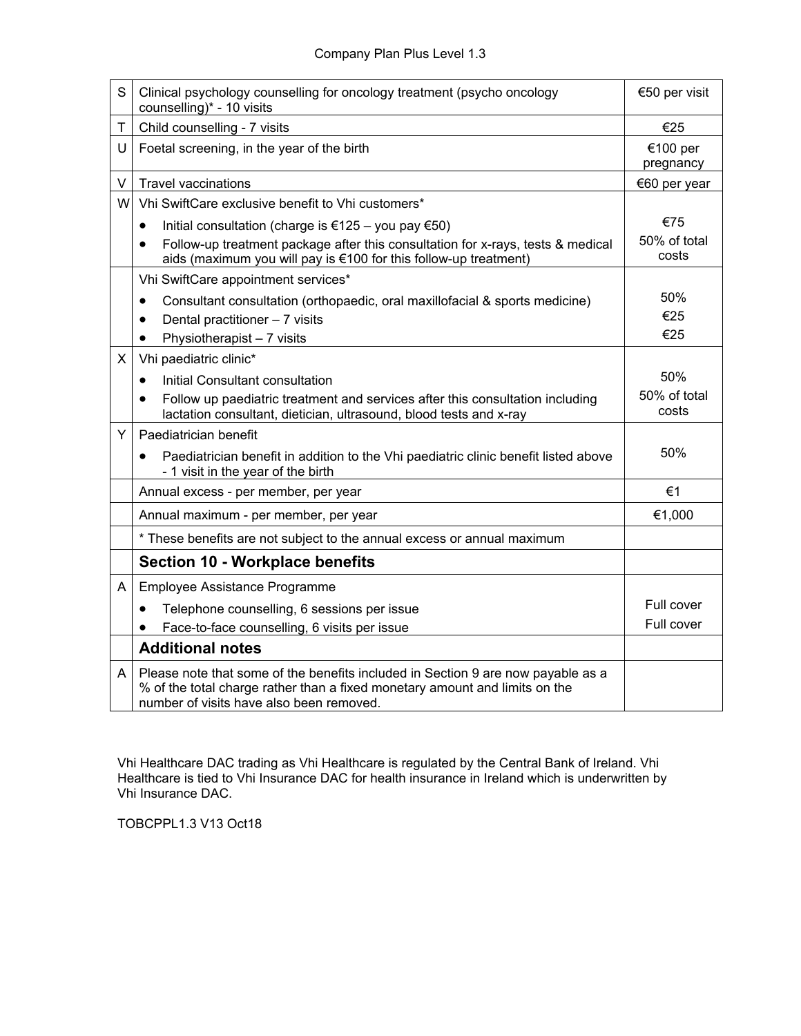| | | |
|---|---|---|
| S | Clinical psychology counselling for oncology treatment (psycho oncology counselling)* - 10 visits | €50 per visit |
| T | Child counselling - 7 visits | €25 |
| U | Foetal screening, in the year of the birth | €100 per pregnancy |
| V | Travel vaccinations | €60 per year |
| W | Vhi SwiftCare exclusive benefit to Vhi customers*<br>• Initial consultation (charge is €125 – you pay €50)<br>• Follow-up treatment package after this consultation for x-rays, tests & medical aids (maximum you will pay is €100 for this follow-up treatment) | <br>€75<br>50% of total costs |
| | Vhi SwiftCare appointment services*<br>• Consultant consultation (orthopaedic, oral maxillofacial & sports medicine)<br>• Dental practitioner – 7 visits<br>• Physiotherapist – 7 visits | <br>50%<br>€25<br>€25 |
| X | Vhi paediatric clinic*<br>• Initial Consultant consultation<br>• Follow up paediatric treatment and services after this consultation including lactation consultant, dietician, ultrasound, blood tests and x-ray | <br>50%<br>50% of total costs |
| Y | Paediatrician benefit<br>• Paediatrician benefit in addition to the Vhi paediatric clinic benefit listed above - 1 visit in the year of the birth | <br>50% |
| | Annual excess - per member, per year | €1 |
| | Annual maximum - per member, per year | €1,000 |
| | * These benefits are not subject to the annual excess or annual maximum | |
| | **Section 10 - Workplace benefits** | |
| A | Employee Assistance Programme<br>• Telephone counselling, 6 sessions per issue<br>• Face-to-face counselling, 6 visits per issue | <br>Full cover<br>Full cover |
| | **Additional notes** | |
| A | Please note that some of the benefits included in Section 9 are now payable as a % of the total charge rather than a fixed monetary amount and limits on the number of visits have also been removed. | |

Vhi Healthcare DAC trading as Vhi Healthcare is regulated by the Central Bank of Ireland. Vhi Healthcare is tied to Vhi Insurance DAC for health insurance in Ireland which is underwritten by Vhi Insurance DAC.

TOBCPPL1.3 V13 Oct18